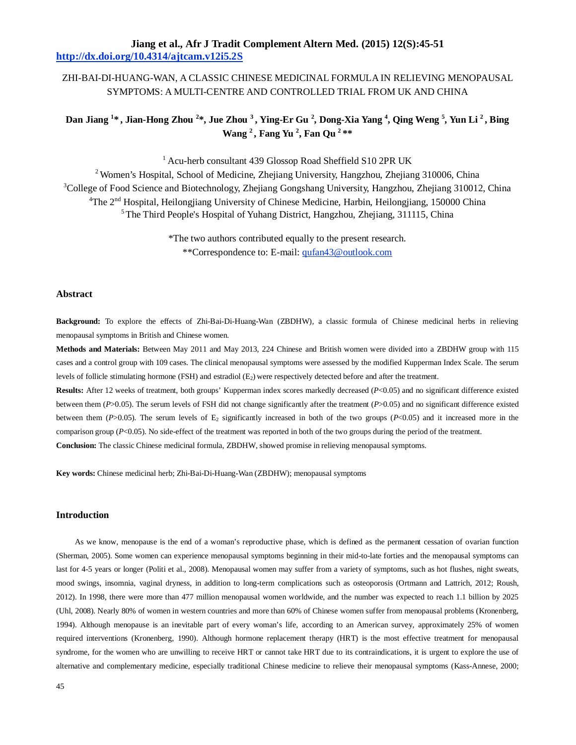ZHI-BAI-DI-HUANG-WAN, A CLASSIC CHINESE MEDICINAL FORMULA IN RELIEVING MENOPAUSAL SYMPTOMS: A MULTI-CENTRE AND CONTROLLED TRIAL FROM UK AND CHINA

**Dan Jiang [1]*, Jian-Hong Zhou [2]*, Jue Zhou [3], Ying-Er Gu [2], Dong-Xia Yang [4], Qing Weng [5], Yun Li [2], Bing Wang [2], Fang Yu [2], Fan Qu [2]****

[1] Acu-herb consultant 439 Glossop Road Sheffield S10 2PR UK

[2] Women's Hospital, School of Medicine, Zhejiang University, Hangzhou, Zhejiang 310006, China

[3] College of Food Science and Biotechnology, Zhejiang Gongshang University, Hangzhou, Zhejiang 310012, China

[4] The 2nd Hospital, Heilongjiang University of Chinese Medicine, Harbin, Heilongjiang, 150000 China

[5] The Third People's Hospital of Yuhang District, Hangzhou, Zhejiang, 311115, China

*The two authors contributed equally to the present research.

**Correspondence to: E-mail: qufan43@outlook.com

## Abstract

**Background:** To explore the effects of Zhi-Bai-Di-Huang-Wan (ZBDHW), a classic formula of Chinese medicinal herbs in relieving menopausal symptoms in British and Chinese women.

**Methods and Materials:** Between May 2011 and May 2013, 224 Chinese and British women were divided into a ZBDHW group with 115 cases and a control group with 109 cases. The clinical menopausal symptoms were assessed by the modified Kupperman Index Scale. The serum levels of follicle stimulating hormone (FSH) and estradiol ($E_2$) were respectively detected before and after the treatment.

**Results:** After 12 weeks of treatment, both groups' Kupperman index scores markedly decreased ($P$<0.05) and no significant difference existed between them ($P$>0.05). The serum levels of FSH did not change significantly after the treatment ($P$>0.05) and no significant difference existed between them ($P$>0.05). The serum levels of $E_2$ significantly increased in both of the two groups ($P$<0.05) and it increased more in the comparison group ($P$<0.05). No side-effect of the treatment was reported in both of the two groups during the period of the treatment.

**Conclusion:** The classic Chinese medicinal formula, ZBDHW, showed promise in relieving menopausal symptoms.

**Key words:** Chinese medicinal herb; Zhi-Bai-Di-Huang-Wan (ZBDHW); menopausal symptoms

## Introduction

As we know, menopause is the end of a woman's reproductive phase, which is defined as the permanent cessation of ovarian function (Sherman, 2005). Some women can experience menopausal symptoms beginning in their mid-to-late forties and the menopausal symptoms can last for 4-5 years or longer (Politi et al., 2008). Menopausal women may suffer from a variety of symptoms, such as hot flushes, night sweats, mood swings, insomnia, vaginal dryness, in addition to long-term complications such as osteoporosis (Ortmann and Lattrich, 2012; Roush, 2012). In 1998, there were more than 477 million menopausal women worldwide, and the number was expected to reach 1.1 billion by 2025 (Uhl, 2008). Nearly 80% of women in western countries and more than 60% of Chinese women suffer from menopausal problems (Kronenberg, 1994). Although menopause is an inevitable part of every woman's life, according to an American survey, approximately 25% of women required interventions (Kronenberg, 1990). Although hormone replacement therapy (HRT) is the most effective treatment for menopausal syndrome, for the women who are unwilling to receive HRT or cannot take HRT due to its contraindications, it is urgent to explore the use of alternative and complementary medicine, especially traditional Chinese medicine to relieve their menopausal symptoms (Kass-Annese, 2000;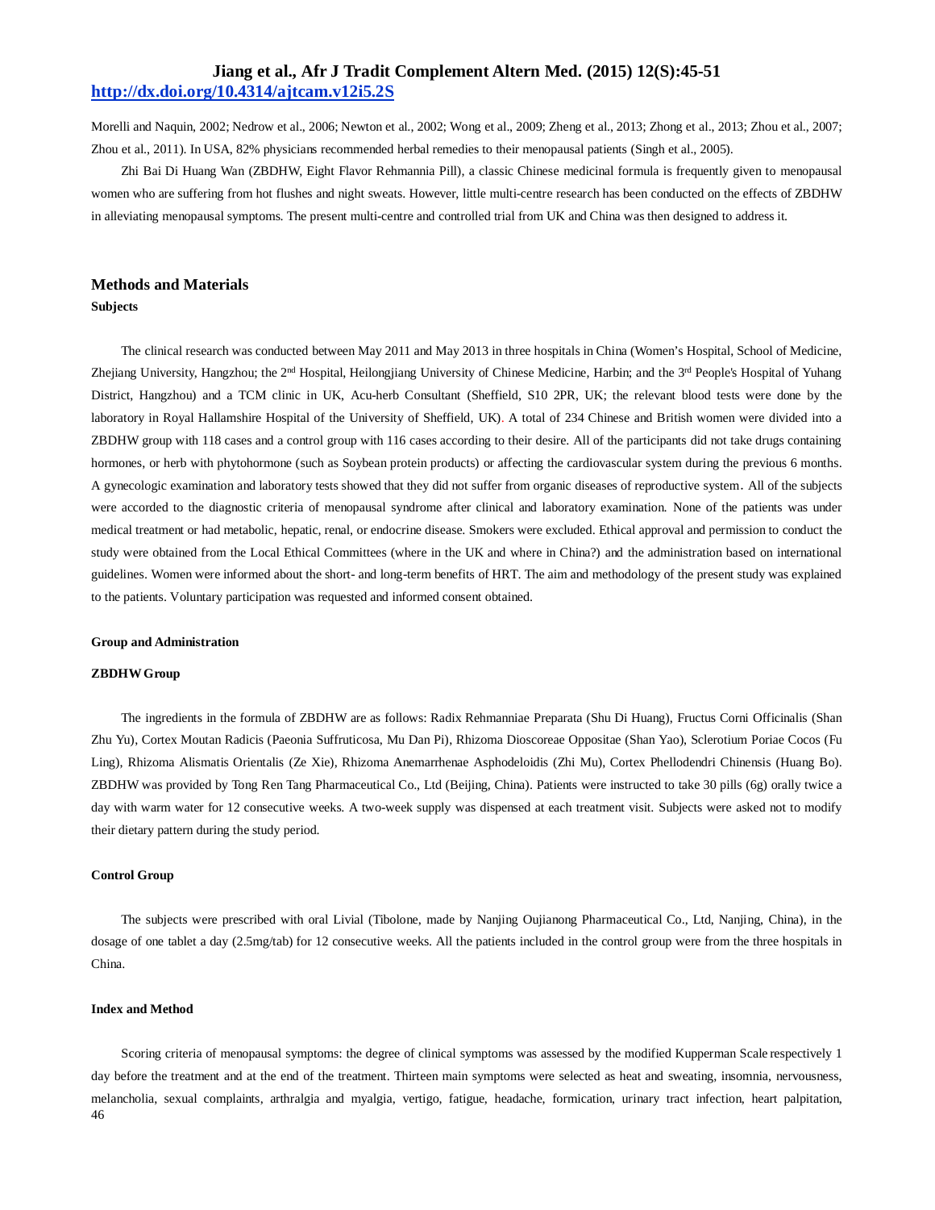Morelli and Naquin, 2002; Nedrow et al., 2006; Newton et al., 2002; Wong et al., 2009; Zheng et al., 2013; Zhong et al., 2013; Zhou et al., 2007; Zhou et al., 2011). In USA, 82% physicians recommended herbal remedies to their menopausal patients (Singh et al., 2005).

Zhi Bai Di Huang Wan (ZBDHW, Eight Flavor Rehmannia Pill), a classic Chinese medicinal formula is frequently given to menopausal women who are suffering from hot flushes and night sweats. However, little multi-centre research has been conducted on the effects of ZBDHW in alleviating menopausal symptoms. The present multi-centre and controlled trial from UK and China was then designed to address it.

## Methods and Materials

### Subjects

The clinical research was conducted between May 2011 and May 2013 in three hospitals in China (Women's Hospital, School of Medicine, Zhejiang University, Hangzhou; the 2nd Hospital, Heilongjiang University of Chinese Medicine, Harbin; and the 3rd People's Hospital of Yuhang District, Hangzhou) and a TCM clinic in UK, Acu-herb Consultant (Sheffield, S10 2PR, UK; the relevant blood tests were done by the laboratory in Royal Hallamshire Hospital of the University of Sheffield, UK). A total of 234 Chinese and British women were divided into a ZBDHW group with 118 cases and a control group with 116 cases according to their desire. All of the participants did not take drugs containing hormones, or herb with phytohormone (such as Soybean protein products) or affecting the cardiovascular system during the previous 6 months. A gynecologic examination and laboratory tests showed that they did not suffer from organic diseases of reproductive system. All of the subjects were accorded to the diagnostic criteria of menopausal syndrome after clinical and laboratory examination. None of the patients was under medical treatment or had metabolic, hepatic, renal, or endocrine disease. Smokers were excluded. Ethical approval and permission to conduct the study were obtained from the Local Ethical Committees (where in the UK and where in China?) and the administration based on international guidelines. Women were informed about the short- and long-term benefits of HRT. The aim and methodology of the present study was explained to the patients. Voluntary participation was requested and informed consent obtained.

### Group and Administration

#### ZBDHW Group

The ingredients in the formula of ZBDHW are as follows: Radix Rehmanniae Preparata (Shu Di Huang), Fructus Corni Officinalis (Shan Zhu Yu), Cortex Moutan Radicis (Paeonia Suffruticosa, Mu Dan Pi), Rhizoma Dioscoreae Oppositae (Shan Yao), Sclerotium Poriae Cocos (Fu Ling), Rhizoma Alismatis Orientalis (Ze Xie), Rhizoma Anemarrhenae Asphodeloidis (Zhi Mu), Cortex Phellodendri Chinensis (Huang Bo). ZBDHW was provided by Tong Ren Tang Pharmaceutical Co., Ltd (Beijing, China). Patients were instructed to take 30 pills (6g) orally twice a day with warm water for 12 consecutive weeks. A two-week supply was dispensed at each treatment visit. Subjects were asked not to modify their dietary pattern during the study period.

#### Control Group

The subjects were prescribed with oral Livial (Tibolone, made by Nanjing Oujianong Pharmaceutical Co., Ltd, Nanjing, China), in the dosage of one tablet a day (2.5mg/tab) for 12 consecutive weeks. All the patients included in the control group were from the three hospitals in China.

### Index and Method

Scoring criteria of menopausal symptoms: the degree of clinical symptoms was assessed by the modified Kupperman Scale respectively 1 day before the treatment and at the end of the treatment. Thirteen main symptoms were selected as heat and sweating, insomnia, nervousness, melancholia, sexual complaints, arthralgia and myalgia, vertigo, fatigue, headache, formication, urinary tract infection, heart palpitation,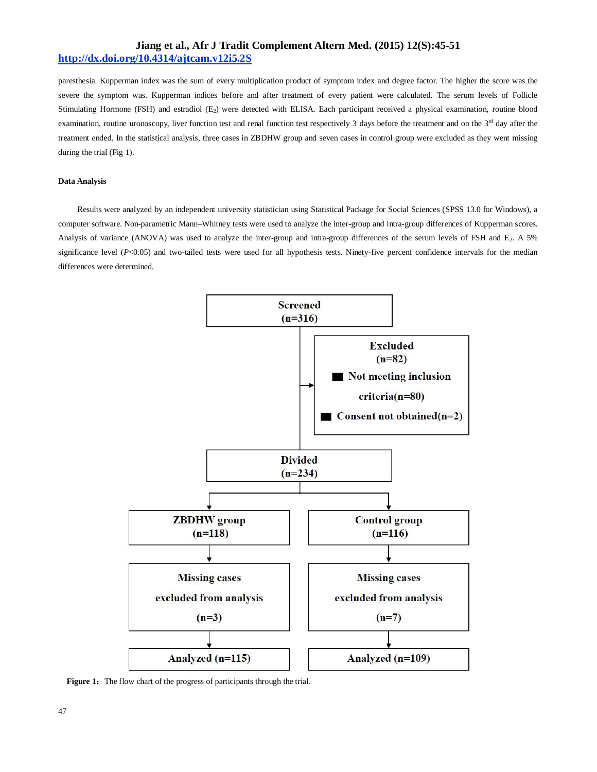paresthesia. Kupperman index was the sum of every multiplication product of symptom index and degree factor. The higher the score was the severe the symptom was. Kupperman indices before and after treatment of every patient were calculated. The serum levels of Follicle Stimulating Hormone (FSH) and estradiol ($E_2$) were detected with ELISA. Each participant received a physical examination, routine blood examination, routine uronoscopy, liver function test and renal function test respectively 3 days before the treatment and on the 3rd day after the treatment ended. In the statistical analysis, three cases in ZBDHW group and seven cases in control group were excluded as they went missing during the trial (Fig 1).

#### Data Analysis

Results were analyzed by an independent university statistician using Statistical Package for Social Sciences (SPSS 13.0 for Windows), a computer software. Non-parametric Mann–Whitney tests were used to analyze the inter-group and intra-group differences of Kupperman scores. Analysis of variance (ANOVA) was used to analyze the inter-group and intra-group differences of the serum levels of FSH and $E_2$. A 5% significance level ($P$<0.05) and two-tailed tests were used for all hypothesis tests. Ninety-five percent confidence intervals for the median differences were determined.

Screened (n=316)

Excluded (n=82)
- Not meeting inclusion criteria(n=80)
- Consent not obtained(n=2)

Divided (n=234)

| ZBDHW group (n=118) | Control group (n=116) |
|---|---|
| Missing cases excluded from analysis (n=3) | Missing cases excluded from analysis (n=7) |
| Analyzed (n=115) | Analyzed (n=109) |

**Figure 1**：The flow chart of the progress of participants through the trial.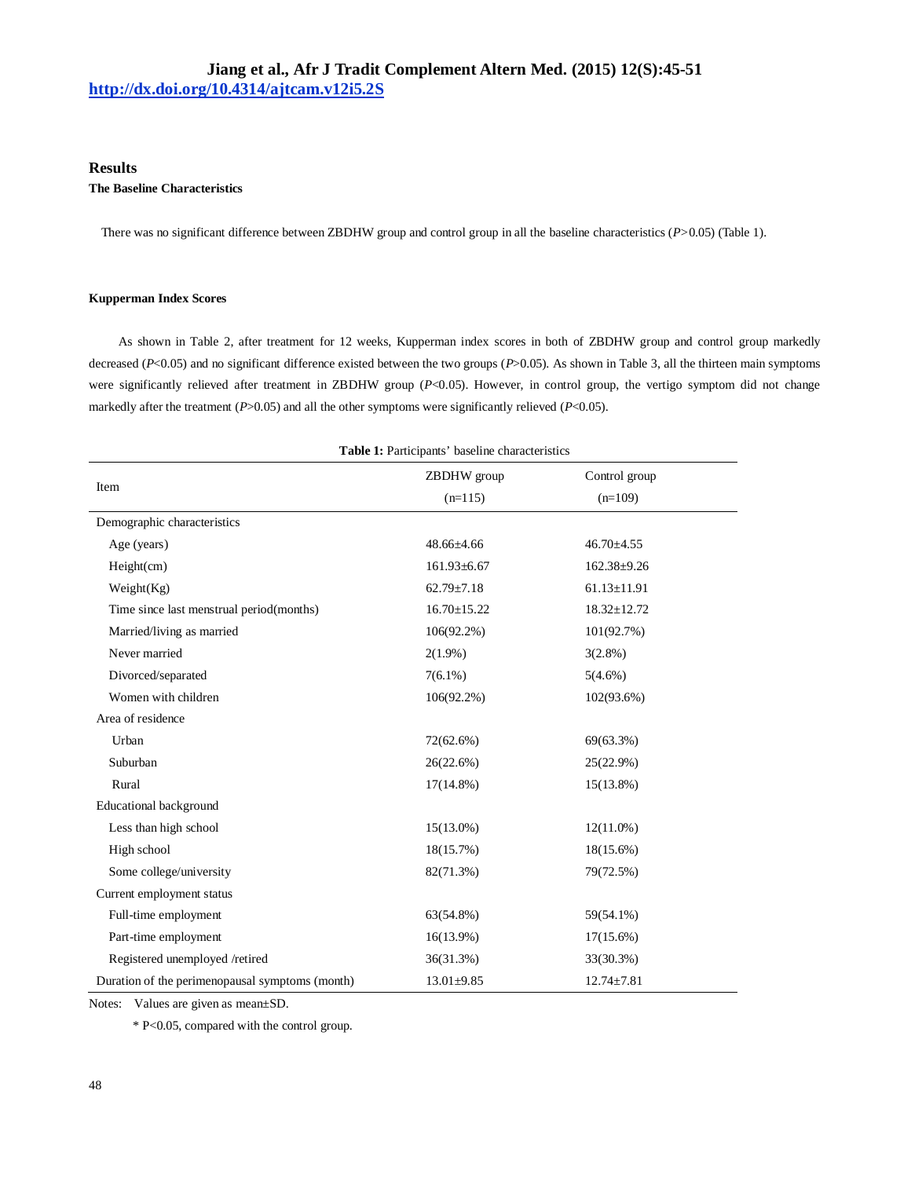## Results

### The Baseline Characteristics

There was no significant difference between ZBDHW group and control group in all the baseline characteristics (*P*>0.05) (Table 1).

### Kupperman Index Scores

As shown in Table 2, after treatment for 12 weeks, Kupperman index scores in both of ZBDHW group and control group markedly decreased (*P*<0.05) and no significant difference existed between the two groups (*P*>0.05). As shown in Table 3, all the thirteen main symptoms were significantly relieved after treatment in ZBDHW group (*P*<0.05). However, in control group, the vertigo symptom did not change markedly after the treatment (*P*>0.05) and all the other symptoms were significantly relieved (*P*<0.05).

**Table 1:** Participants' baseline characteristics

| Item | ZBDHW group (n=115) | Control group (n=109) |
|---|---|---|
| Demographic characteristics | | |
| Age (years) | 48.66±4.66 | 46.70±4.55 |
| Height(cm) | 161.93±6.67 | 162.38±9.26 |
| Weight(Kg) | 62.79±7.18 | 61.13±11.91 |
| Time since last menstrual period(months) | 16.70±15.22 | 18.32±12.72 |
| Married/living as married | 106(92.2%) | 101(92.7%) |
| Never married | 2(1.9%) | 3(2.8%) |
| Divorced/separated | 7(6.1%) | 5(4.6%) |
| Women with children | 106(92.2%) | 102(93.6%) |
| Area of residence | | |
| Urban | 72(62.6%) | 69(63.3%) |
| Suburban | 26(22.6%) | 25(22.9%) |
| Rural | 17(14.8%) | 15(13.8%) |
| Educational background | | |
| Less than high school | 15(13.0%) | 12(11.0%) |
| High school | 18(15.7%) | 18(15.6%) |
| Some college/university | 82(71.3%) | 79(72.5%) |
| Current employment status | | |
| Full-time employment | 63(54.8%) | 59(54.1%) |
| Part-time employment | 16(13.9%) | 17(15.6%) |
| Registered unemployed /retired | 36(31.3%) | 33(30.3%) |
| Duration of the perimenopausal symptoms (month) | 13.01±9.85 | 12.74±7.81 |

Notes: Values are given as mean±SD.

\* P<0.05, compared with the control group.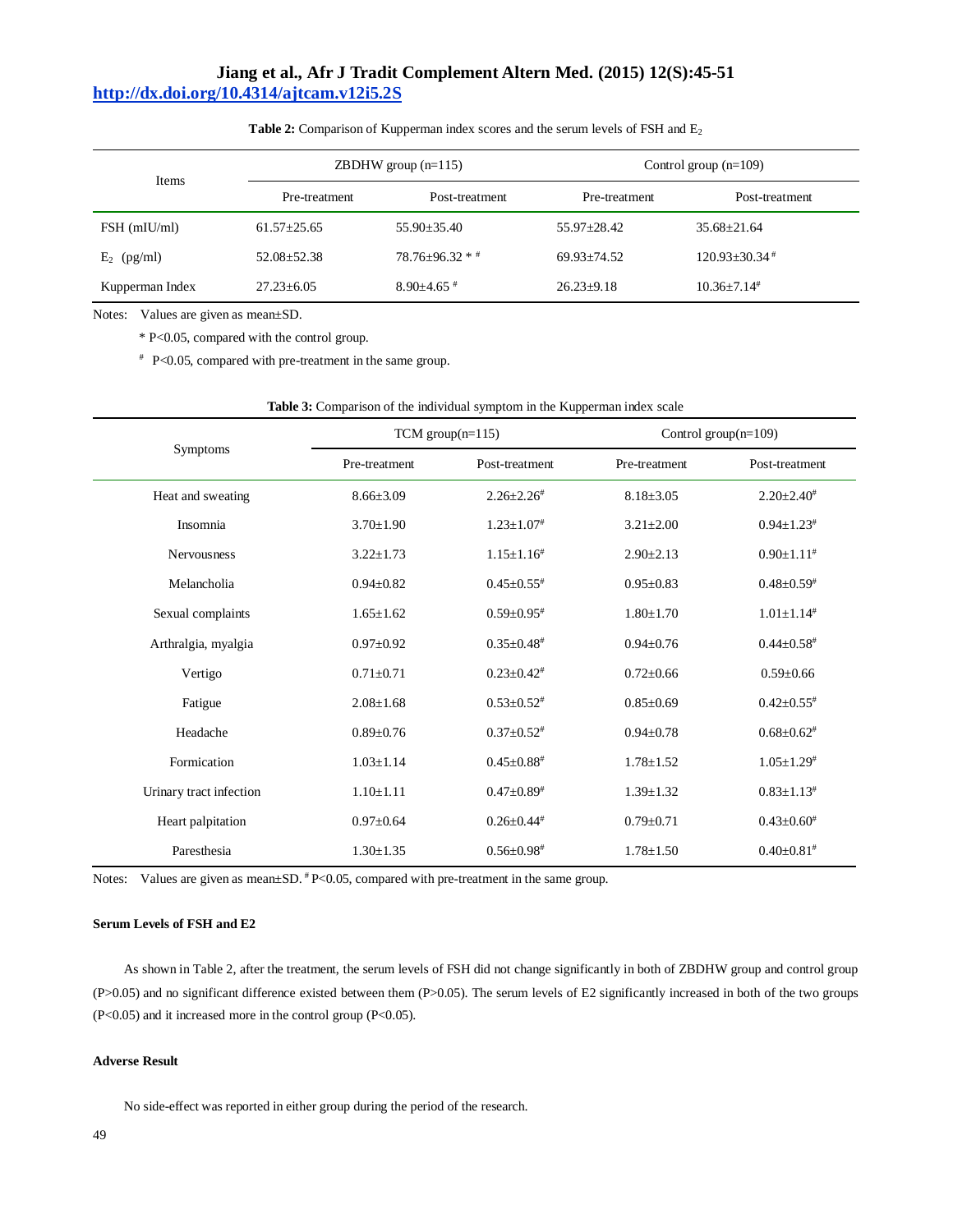**Table 2:** Comparison of Kupperman index scores and the serum levels of FSH and $E_2$

| Items | ZBDHW group (n=115) | | Control group (n=109) | |
|---|---|---|---|---|
| | Pre-treatment | Post-treatment | Pre-treatment | Post-treatment |
| FSH (mIU/ml) | 61.57±25.65 | 55.90±35.40 | 55.97±28.42 | 35.68±21.64 |
| $E_2$ (pg/ml) | 52.08±52.38 | 78.76±96.32 * # | 69.93±74.52 | 120.93±30.34 # |
| Kupperman Index | 27.23±6.05 | 8.90±4.65 # | 26.23±9.18 | 10.36±7.14# |

Notes: Values are given as mean±SD.

\* P<0.05, compared with the control group.

\# P<0.05, compared with pre-treatment in the same group.

**Table 3:** Comparison of the individual symptom in the Kupperman index scale

| Symptoms | TCM group(n=115) | | Control group(n=109) | |
|---|---|---|---|---|
| | Pre-treatment | Post-treatment | Pre-treatment | Post-treatment |
| Heat and sweating | 8.66±3.09 | 2.26±2.26# | 8.18±3.05 | 2.20±2.40# |
| Insomnia | 3.70±1.90 | 1.23±1.07# | 3.21±2.00 | 0.94±1.23# |
| Nervousness | 3.22±1.73 | 1.15±1.16# | 2.90±2.13 | 0.90±1.11# |
| Melancholia | 0.94±0.82 | 0.45±0.55# | 0.95±0.83 | 0.48±0.59# |
| Sexual complaints | 1.65±1.62 | 0.59±0.95# | 1.80±1.70 | 1.01±1.14# |
| Arthralgia, myalgia | 0.97±0.92 | 0.35±0.48# | 0.94±0.76 | 0.44±0.58# |
| Vertigo | 0.71±0.71 | 0.23±0.42# | 0.72±0.66 | 0.59±0.66 |
| Fatigue | 2.08±1.68 | 0.53±0.52# | 0.85±0.69 | 0.42±0.55# |
| Headache | 0.89±0.76 | 0.37±0.52# | 0.94±0.78 | 0.68±0.62# |
| Formication | 1.03±1.14 | 0.45±0.88# | 1.78±1.52 | 1.05±1.29# |
| Urinary tract infection | 1.10±1.11 | 0.47±0.89# | 1.39±1.32 | 0.83±1.13# |
| Heart palpitation | 0.97±0.64 | 0.26±0.44# | 0.79±0.71 | 0.43±0.60# |
| Paresthesia | 1.30±1.35 | 0.56±0.98# | 1.78±1.50 | 0.40±0.81# |

Notes: Values are given as mean±SD. # P<0.05, compared with pre-treatment in the same group.

### Serum Levels of FSH and E2

As shown in Table 2, after the treatment, the serum levels of FSH did not change significantly in both of ZBDHW group and control group (P>0.05) and no significant difference existed between them (P>0.05). The serum levels of E2 significantly increased in both of the two groups (P<0.05) and it increased more in the control group (P<0.05).

### Adverse Result

No side-effect was reported in either group during the period of the research.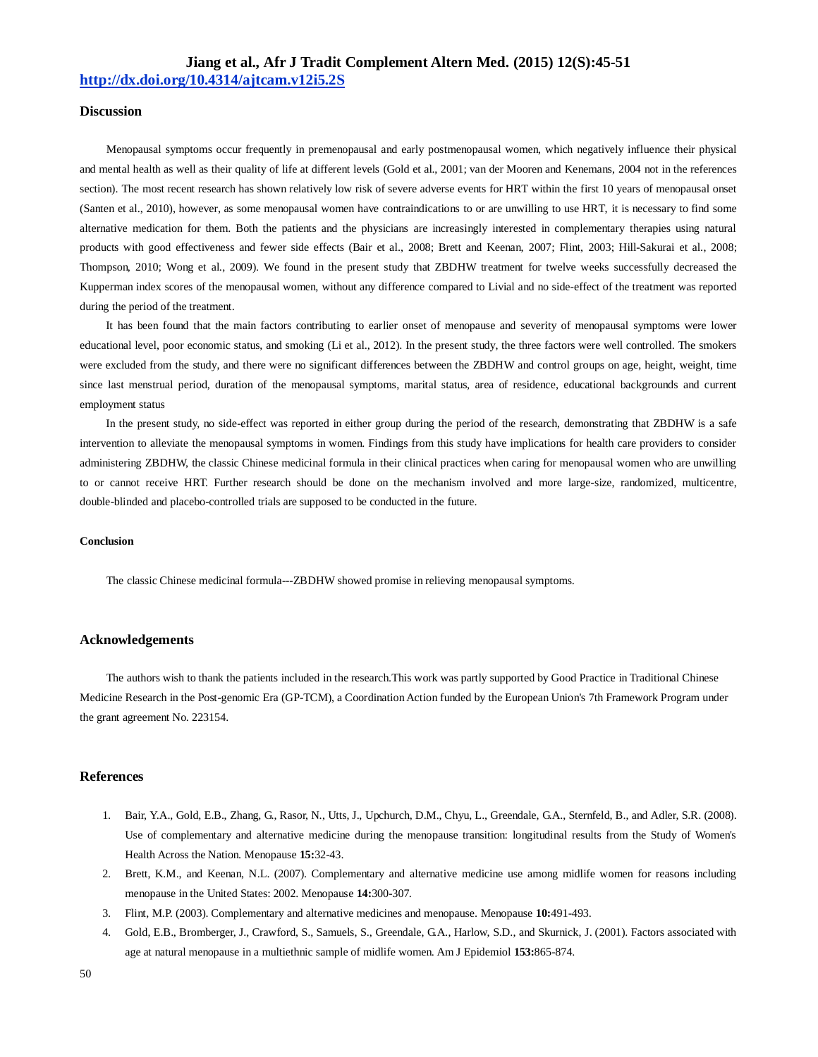## Discussion

Menopausal symptoms occur frequently in premenopausal and early postmenopausal women, which negatively influence their physical and mental health as well as their quality of life at different levels (Gold et al., 2001; van der Mooren and Kenemans, 2004 not in the references section). The most recent research has shown relatively low risk of severe adverse events for HRT within the first 10 years of menopausal onset (Santen et al., 2010), however, as some menopausal women have contraindications to or are unwilling to use HRT, it is necessary to find some alternative medication for them. Both the patients and the physicians are increasingly interested in complementary therapies using natural products with good effectiveness and fewer side effects (Bair et al., 2008; Brett and Keenan, 2007; Flint, 2003; Hill-Sakurai et al., 2008; Thompson, 2010; Wong et al., 2009). We found in the present study that ZBDHW treatment for twelve weeks successfully decreased the Kupperman index scores of the menopausal women, without any difference compared to Livial and no side-effect of the treatment was reported during the period of the treatment.

It has been found that the main factors contributing to earlier onset of menopause and severity of menopausal symptoms were lower educational level, poor economic status, and smoking (Li et al., 2012). In the present study, the three factors were well controlled. The smokers were excluded from the study, and there were no significant differences between the ZBDHW and control groups on age, height, weight, time since last menstrual period, duration of the menopausal symptoms, marital status, area of residence, educational backgrounds and current employment status

In the present study, no side-effect was reported in either group during the period of the research, demonstrating that ZBDHW is a safe intervention to alleviate the menopausal symptoms in women. Findings from this study have implications for health care providers to consider administering ZBDHW, the classic Chinese medicinal formula in their clinical practices when caring for menopausal women who are unwilling to or cannot receive HRT. Further research should be done on the mechanism involved and more large-size, randomized, multicentre, double-blinded and placebo-controlled trials are supposed to be conducted in the future.

### Conclusion

The classic Chinese medicinal formula---ZBDHW showed promise in relieving menopausal symptoms.

## Acknowledgements

The authors wish to thank the patients included in the research.This work was partly supported by Good Practice in Traditional Chinese Medicine Research in the Post-genomic Era (GP-TCM), a Coordination Action funded by the European Union's 7th Framework Program under the grant agreement No. 223154.

## References

1. Bair, Y.A., Gold, E.B., Zhang, G., Rasor, N., Utts, J., Upchurch, D.M., Chyu, L., Greendale, G.A., Sternfeld, B., and Adler, S.R. (2008). Use of complementary and alternative medicine during the menopause transition: longitudinal results from the Study of Women's Health Across the Nation. Menopause **15:**32-43.
2. Brett, K.M., and Keenan, N.L. (2007). Complementary and alternative medicine use among midlife women for reasons including menopause in the United States: 2002. Menopause **14:**300-307.
3. Flint, M.P. (2003). Complementary and alternative medicines and menopause. Menopause **10:**491-493.
4. Gold, E.B., Bromberger, J., Crawford, S., Samuels, S., Greendale, G.A., Harlow, S.D., and Skurnick, J. (2001). Factors associated with age at natural menopause in a multiethnic sample of midlife women. Am J Epidemiol **153:**865-874.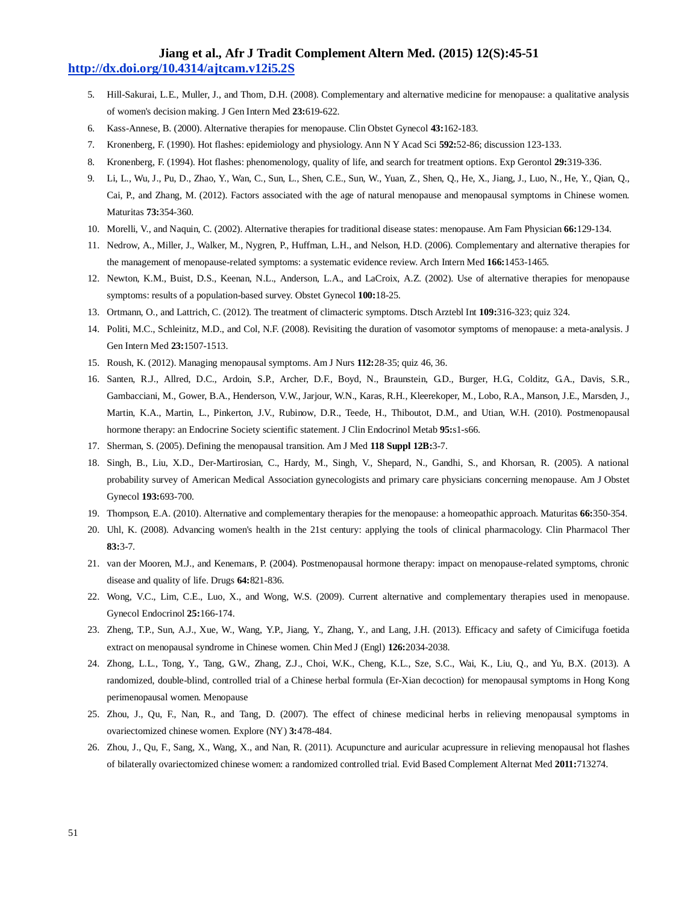5. Hill-Sakurai, L.E., Muller, J., and Thom, D.H. (2008). Complementary and alternative medicine for menopause: a qualitative analysis of women's decision making. J Gen Intern Med **23:**619-622.
6. Kass-Annese, B. (2000). Alternative therapies for menopause. Clin Obstet Gynecol **43:**162-183.
7. Kronenberg, F. (1990). Hot flashes: epidemiology and physiology. Ann N Y Acad Sci **592:**52-86; discussion 123-133.
8. Kronenberg, F. (1994). Hot flashes: phenomenology, quality of life, and search for treatment options. Exp Gerontol **29:**319-336.
9. Li, L., Wu, J., Pu, D., Zhao, Y., Wan, C., Sun, L., Shen, C.E., Sun, W., Yuan, Z., Shen, Q., He, X., Jiang, J., Luo, N., He, Y., Qian, Q., Cai, P., and Zhang, M. (2012). Factors associated with the age of natural menopause and menopausal symptoms in Chinese women. Maturitas **73:**354-360.
10. Morelli, V., and Naquin, C. (2002). Alternative therapies for traditional disease states: menopause. Am Fam Physician **66:**129-134.
11. Nedrow, A., Miller, J., Walker, M., Nygren, P., Huffman, L.H., and Nelson, H.D. (2006). Complementary and alternative therapies for the management of menopause-related symptoms: a systematic evidence review. Arch Intern Med **166:**1453-1465.
12. Newton, K.M., Buist, D.S., Keenan, N.L., Anderson, L.A., and LaCroix, A.Z. (2002). Use of alternative therapies for menopause symptoms: results of a population-based survey. Obstet Gynecol **100:**18-25.
13. Ortmann, O., and Lattrich, C. (2012). The treatment of climacteric symptoms. Dtsch Arztebl Int **109:**316-323; quiz 324.
14. Politi, M.C., Schleinitz, M.D., and Col, N.F. (2008). Revisiting the duration of vasomotor symptoms of menopause: a meta-analysis. J Gen Intern Med **23:**1507-1513.
15. Roush, K. (2012). Managing menopausal symptoms. Am J Nurs **112:**28-35; quiz 46, 36.
16. Santen, R.J., Allred, D.C., Ardoin, S.P., Archer, D.F., Boyd, N., Braunstein, G.D., Burger, H.G., Colditz, G.A., Davis, S.R., Gambacciani, M., Gower, B.A., Henderson, V.W., Jarjour, W.N., Karas, R.H., Kleerekoper, M., Lobo, R.A., Manson, J.E., Marsden, J., Martin, K.A., Martin, L., Pinkerton, J.V., Rubinow, D.R., Teede, H., Thiboutot, D.M., and Utian, W.H. (2010). Postmenopausal hormone therapy: an Endocrine Society scientific statement. J Clin Endocrinol Metab **95:**s1-s66.
17. Sherman, S. (2005). Defining the menopausal transition. Am J Med **118 Suppl 12B:**3-7.
18. Singh, B., Liu, X.D., Der-Martirosian, C., Hardy, M., Singh, V., Shepard, N., Gandhi, S., and Khorsan, R. (2005). A national probability survey of American Medical Association gynecologists and primary care physicians concerning menopause. Am J Obstet Gynecol **193:**693-700.
19. Thompson, E.A. (2010). Alternative and complementary therapies for the menopause: a homeopathic approach. Maturitas **66:**350-354.
20. Uhl, K. (2008). Advancing women's health in the 21st century: applying the tools of clinical pharmacology. Clin Pharmacol Ther **83:**3-7.
21. van der Mooren, M.J., and Kenemans, P. (2004). Postmenopausal hormone therapy: impact on menopause-related symptoms, chronic disease and quality of life. Drugs **64:**821-836.
22. Wong, V.C., Lim, C.E., Luo, X., and Wong, W.S. (2009). Current alternative and complementary therapies used in menopause. Gynecol Endocrinol **25:**166-174.
23. Zheng, T.P., Sun, A.J., Xue, W., Wang, Y.P., Jiang, Y., Zhang, Y., and Lang, J.H. (2013). Efficacy and safety of Cimicifuga foetida extract on menopausal syndrome in Chinese women. Chin Med J (Engl) **126:**2034-2038.
24. Zhong, L.L., Tong, Y., Tang, G.W., Zhang, Z.J., Choi, W.K., Cheng, K.L., Sze, S.C., Wai, K., Liu, Q., and Yu, B.X. (2013). A randomized, double-blind, controlled trial of a Chinese herbal formula (Er-Xian decoction) for menopausal symptoms in Hong Kong perimenopausal women. Menopause
25. Zhou, J., Qu, F., Nan, R., and Tang, D. (2007). The effect of chinese medicinal herbs in relieving menopausal symptoms in ovariectomized chinese women. Explore (NY) **3:**478-484.
26. Zhou, J., Qu, F., Sang, X., Wang, X., and Nan, R. (2011). Acupuncture and auricular acupressure in relieving menopausal hot flashes of bilaterally ovariectomized chinese women: a randomized controlled trial. Evid Based Complement Alternat Med **2011:**713274.